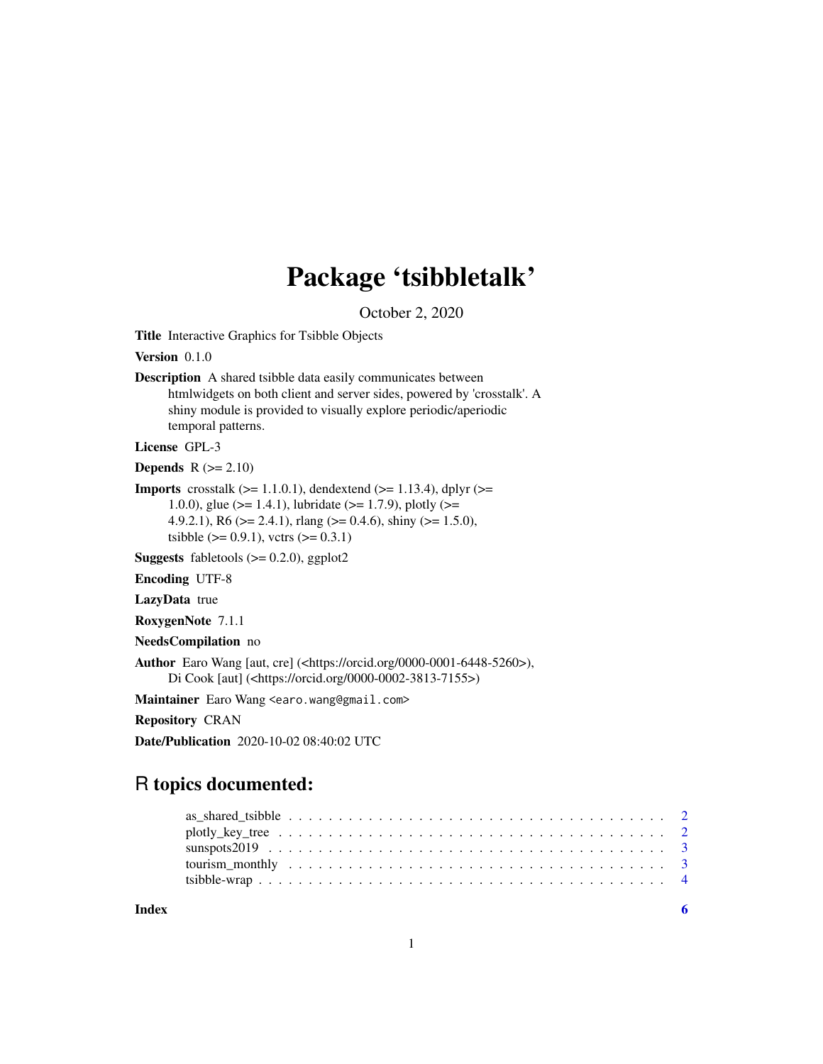# Package 'tsibbletalk'

October 2, 2020

**Title** Interactive Graphics for Tsibble Objects

**Version** 0.1.0

**Description** A shared tsibble data easily communicates between htmlwidgets on both client and server sides, powered by 'crosstalk'. A shiny module is provided to visually explore periodic/aperiodic temporal patterns.

**License** GPL-3

**Depends** R (>= 2.10)

**Imports** crosstalk (>= 1.1.0.1), dendextend (>= 1.13.4), dplyr (>= 1.0.0), glue (>= 1.4.1), lubridate (>= 1.7.9), plotly (>= 4.9.2.1), R6 (>= 2.4.1), rlang (>= 0.4.6), shiny (>= 1.5.0), tsibble (>= 0.9.1), vctrs (>= 0.3.1)

**Suggests** fabletools (>= 0.2.0), ggplot2

**Encoding** UTF-8

**LazyData** true

**RoxygenNote** 7.1.1

**NeedsCompilation** no

**Author** Earo Wang [aut, cre] (<https://orcid.org/0000-0001-6448-5260>), Di Cook [aut] (<https://orcid.org/0000-0002-3813-7155>)

**Maintainer** Earo Wang <earo.wang@gmail.com>

**Repository** CRAN

**Date/Publication** 2020-10-02 08:40:02 UTC

## R topics documented:

- as_shared_tsibble . . . . . . . . . . . . . . . . . . . . . . . . . . . . . . . . . . 2
- plotly_key_tree . . . . . . . . . . . . . . . . . . . . . . . . . . . . . . . . . . . 2
- sunspots2019 . . . . . . . . . . . . . . . . . . . . . . . . . . . . . . . . . . . . 3
- tourism_monthly . . . . . . . . . . . . . . . . . . . . . . . . . . . . . . . . . . 3
- tsibble-wrap . . . . . . . . . . . . . . . . . . . . . . . . . . . . . . . . . . . . 4

**Index** 6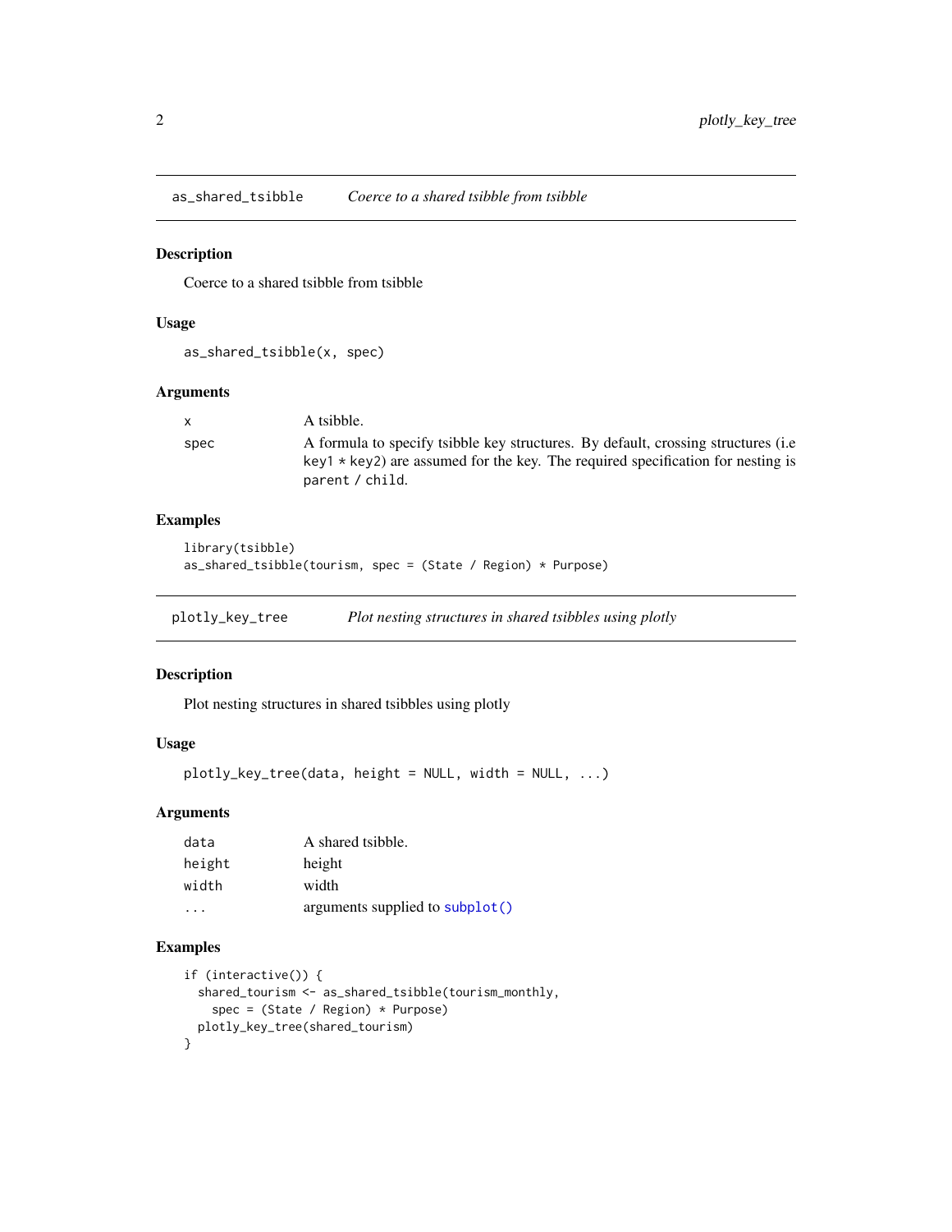## as_shared_tsibble — *Coerce to a shared tsibble from tsibble*

### Description

Coerce to a shared tsibble from tsibble

### Usage

```
as_shared_tsibble(x, spec)
```

### Arguments

| | |
|---|---|
| `x` | A tsibble. |
| `spec` | A formula to specify tsibble key structures. By default, crossing structures (i.e `key1 * key2`) are assumed for the key. The required specification for nesting is `parent / child`. |

### Examples

```
library(tsibble)
as_shared_tsibble(tourism, spec = (State / Region) * Purpose)
```

## plotly_key_tree — *Plot nesting structures in shared tsibbles using plotly*

### Description

Plot nesting structures in shared tsibbles using plotly

### Usage

```
plotly_key_tree(data, height = NULL, width = NULL, ...)
```

### Arguments

| | |
|---|---|
| `data` | A shared tsibble. |
| `height` | height |
| `width` | width |
| `...` | arguments supplied to `subplot()` |

### Examples

```
if (interactive()) {
  shared_tourism <- as_shared_tsibble(tourism_monthly,
    spec = (State / Region) * Purpose)
  plotly_key_tree(shared_tourism)
}
```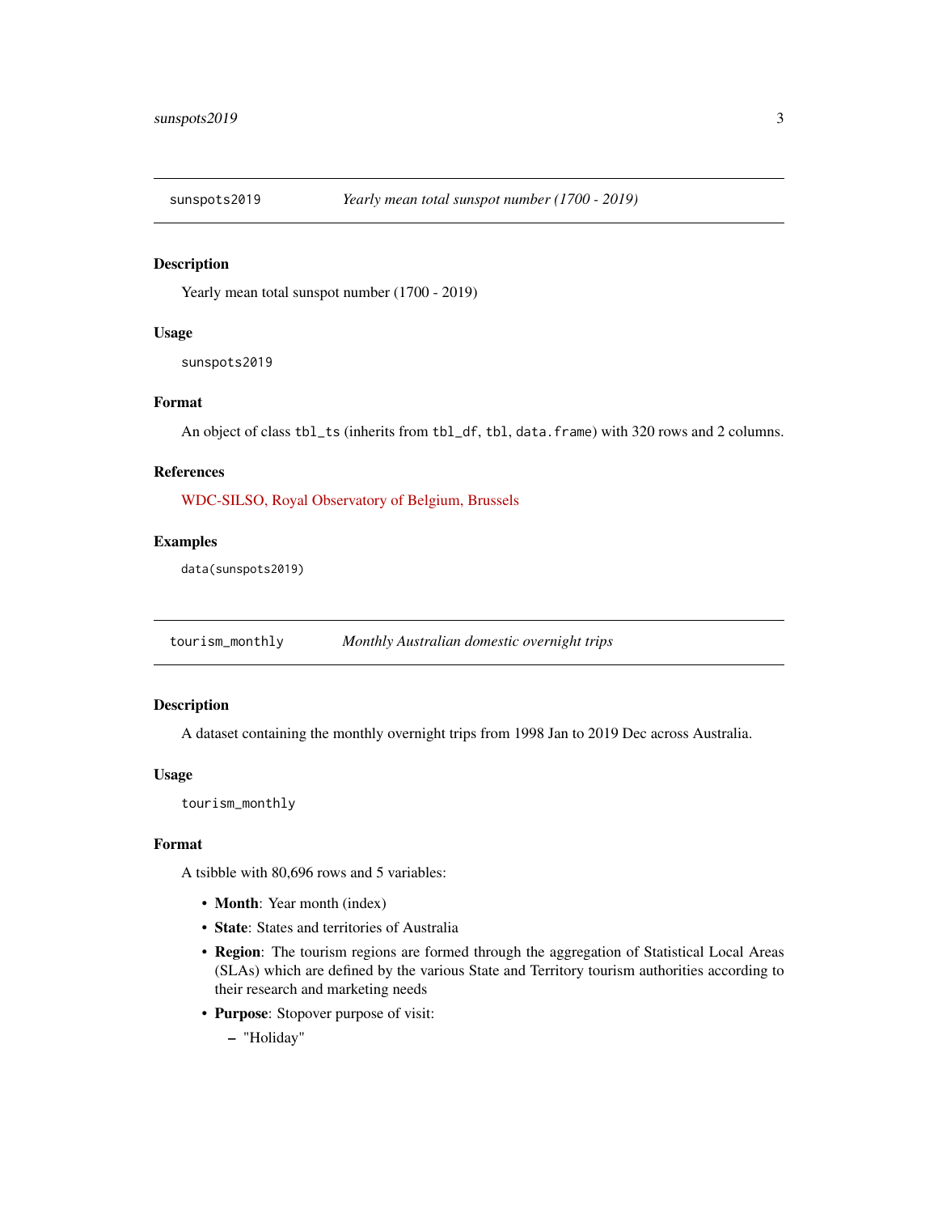## sunspots2019 — *Yearly mean total sunspot number (1700 - 2019)*

### Description

Yearly mean total sunspot number (1700 - 2019)

### Usage

```
sunspots2019
```

### Format

An object of class `tbl_ts` (inherits from `tbl_df`, `tbl`, `data.frame`) with 320 rows and 2 columns.

### References

WDC-SILSO, Royal Observatory of Belgium, Brussels

### Examples

```
data(sunspots2019)
```

## tourism_monthly — *Monthly Australian domestic overnight trips*

### Description

A dataset containing the monthly overnight trips from 1998 Jan to 2019 Dec across Australia.

### Usage

```
tourism_monthly
```

### Format

A tsibble with 80,696 rows and 5 variables:

- **Month**: Year month (index)
- **State**: States and territories of Australia
- **Region**: The tourism regions are formed through the aggregation of Statistical Local Areas (SLAs) which are defined by the various State and Territory tourism authorities according to their research and marketing needs
- **Purpose**: Stopover purpose of visit:
  - "Holiday"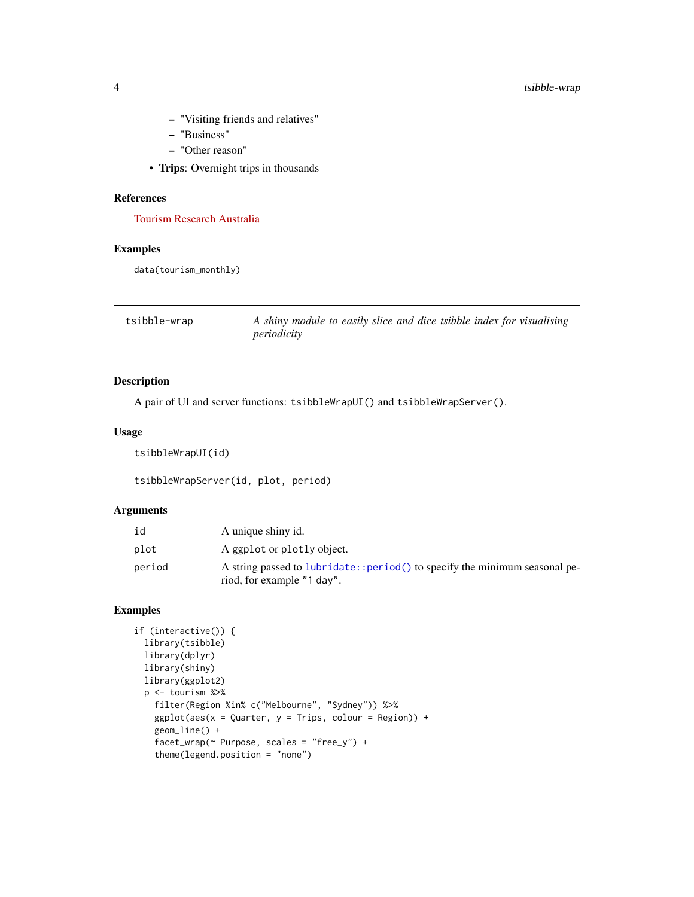- "Visiting friends and relatives"
  - "Business"
  - "Other reason"
- **Trips**: Overnight trips in thousands

### References

Tourism Research Australia

### Examples

```
data(tourism_monthly)
```

---

## tsibble-wrap — *A shiny module to easily slice and dice tsibble index for visualising periodicity*

---

### Description

A pair of UI and server functions: `tsibbleWrapUI()` and `tsibbleWrapServer()`.

### Usage

```
tsibbleWrapUI(id)

tsibbleWrapServer(id, plot, period)
```

### Arguments

| | |
|---|---|
| `id` | A unique shiny id. |
| `plot` | A `ggplot` or `plotly` object. |
| `period` | A string passed to `lubridate::period()` to specify the minimum seasonal period, for example `"1 day"`. |

### Examples

```
if (interactive()) {
  library(tsibble)
  library(dplyr)
  library(shiny)
  library(ggplot2)
  p <- tourism %>%
    filter(Region %in% c("Melbourne", "Sydney")) %>%
    ggplot(aes(x = Quarter, y = Trips, colour = Region)) +
    geom_line() +
    facet_wrap(~ Purpose, scales = "free_y") +
    theme(legend.position = "none")
```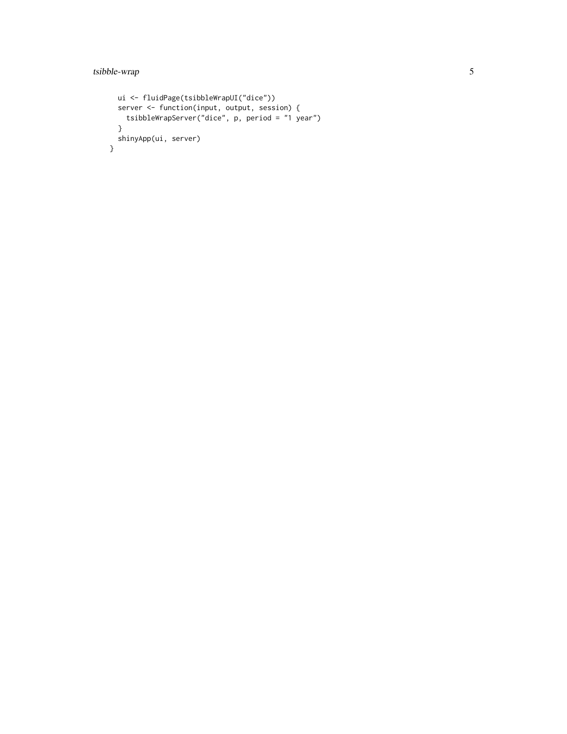```
  ui <- fluidPage(tsibbleWrapUI("dice"))
  server <- function(input, output, session) {
    tsibbleWrapServer("dice", p, period = "1 year")
  }
  shinyApp(ui, server)
}
```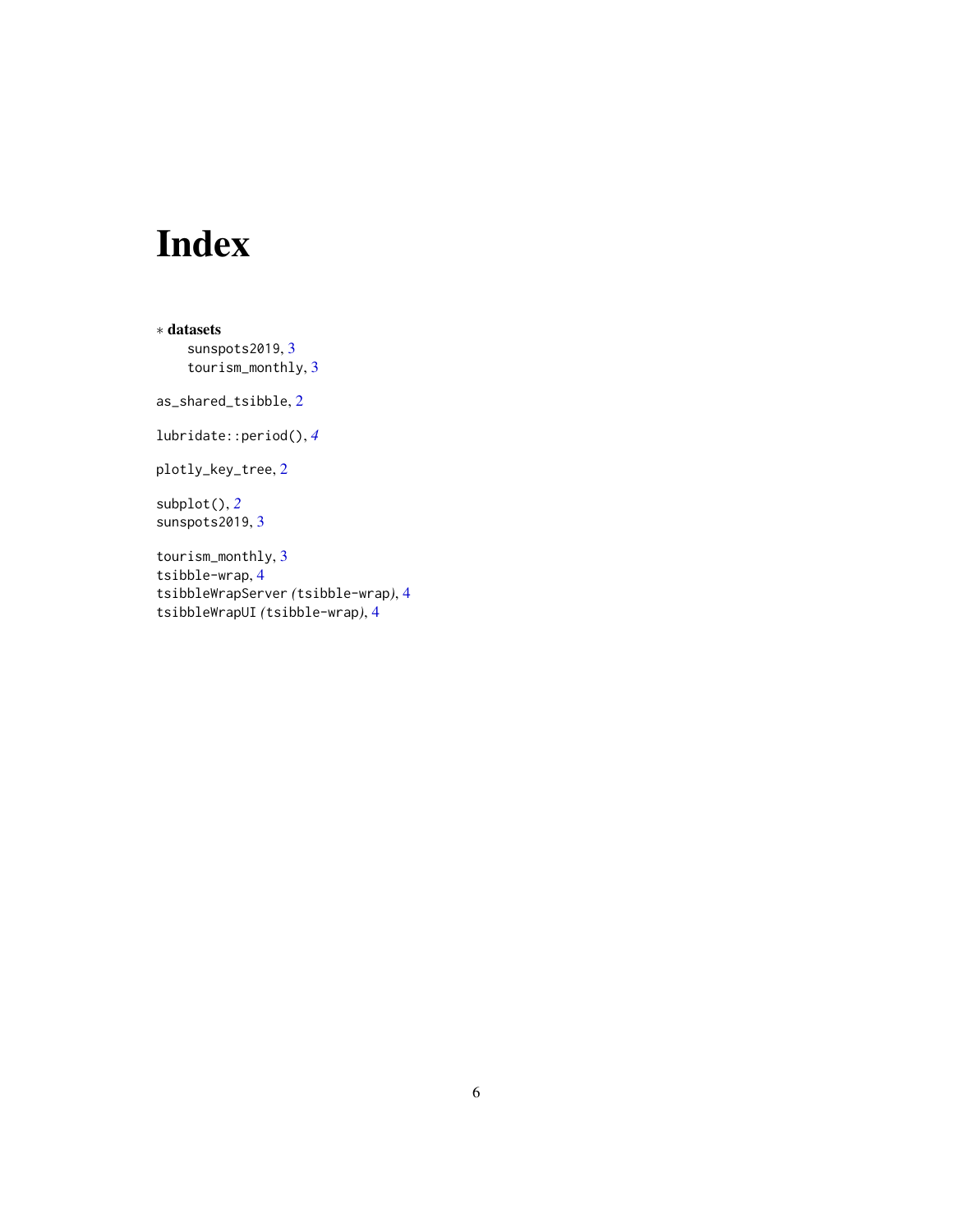# Index

∗ **datasets**
    sunspots2019, 3
    tourism_monthly, 3

as_shared_tsibble, 2

lubridate::period(), *4*

plotly_key_tree, 2

subplot(), *2*
sunspots2019, 3

tourism_monthly, 3
tsibble-wrap, 4
tsibbleWrapServer *(*tsibble-wrap*)*, 4
tsibbleWrapUI *(*tsibble-wrap*)*, 4